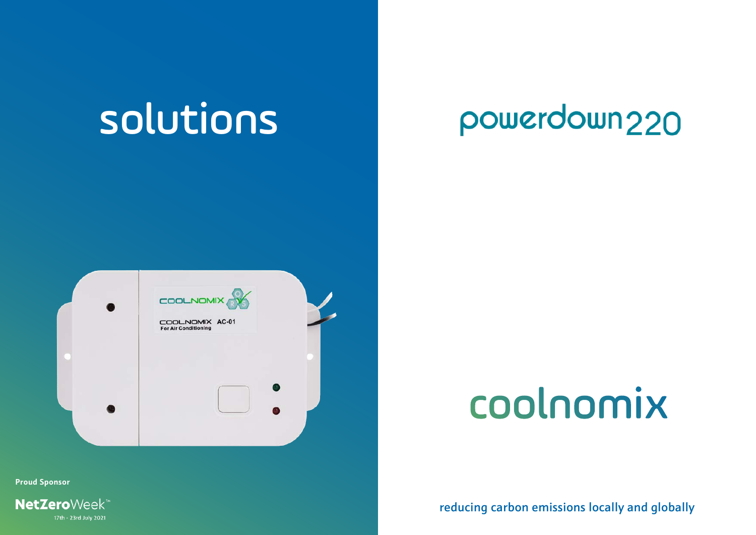# solutions

# powerdown220

# coolnomix

COOLNOMIX

COOLNOMIX AC-01
For Air Conditioning

reducing carbon emissions locally and globally

**Proud Sponsor**

**NetZero**Week™
17th - 23rd July 2021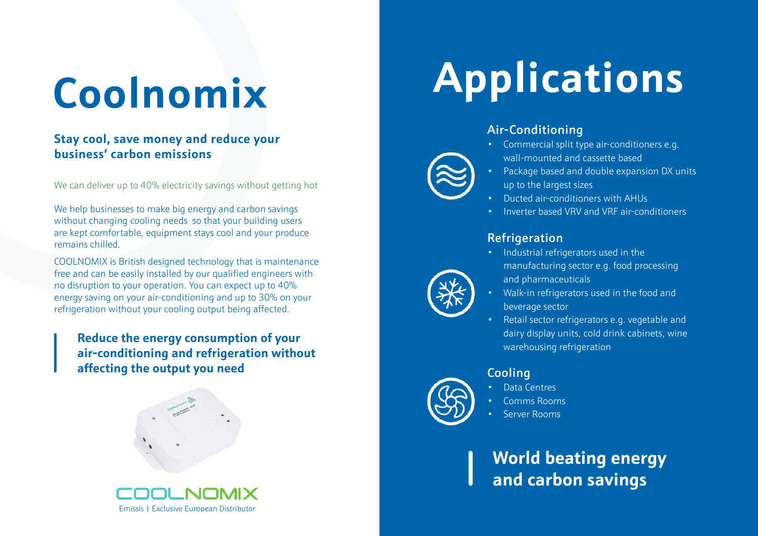# Coolnomix

**Stay cool, save money and reduce your business' carbon emissions**

We can deliver up to 40% electricity savings without getting hot

We help businesses to make big energy and carbon savings without changing cooling needs so that your building users are kept comfortable, equipment stays cool and your produce remains chilled.

COOLNOMIX is British designed technology that is maintenance free and can be easily installed by our qualified engineers with no disruption to your operation. You can expect up to 40% energy saving on your air-conditioning and up to 30% on your refrigeration without your cooling output being affected.

**Reduce the energy consumption of your air-conditioning and refrigeration without affecting the output you need**

COOLNOMIX

Emissis | Exclusive European Distributor

# Applications

## Air-Conditioning

- Commercial split type air-conditioners e.g. wall-mounted and cassette based
- Package based and double expansion DX units up to the largest sizes
- Ducted air-conditioners with AHUs
- Inverter based VRV and VRF air-conditioners

## Refrigeration

- Industrial refrigerators used in the manufacturing sector e.g. food processing and pharmaceuticals
- Walk-in refrigerators used in the food and beverage sector
- Retail sector refrigerators e.g. vegetable and dairy display units, cold drink cabinets, wine warehousing refrigeration

## Cooling

- Data Centres
- Comms Rooms
- Server Rooms

**World beating energy and carbon savings**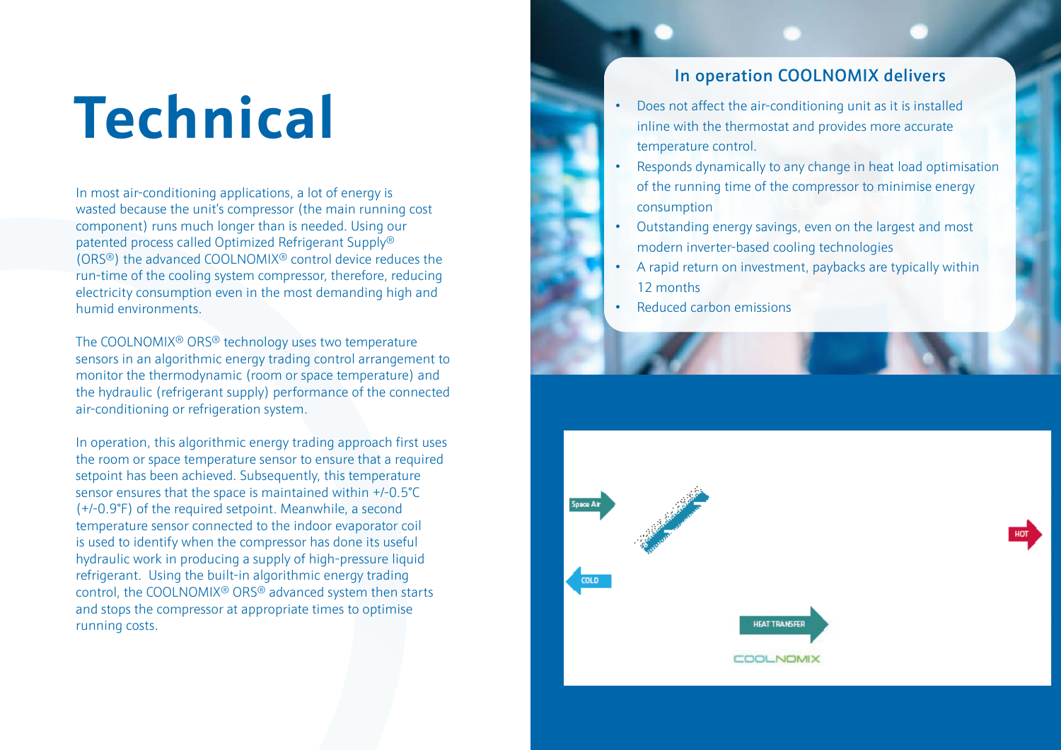# Technical

In most air-conditioning applications, a lot of energy is wasted because the unit's compressor (the main running cost component) runs much longer than is needed. Using our patented process called Optimized Refrigerant Supply® (ORS®) the advanced COOLNOMIX® control device reduces the run-time of the cooling system compressor, therefore, reducing electricity consumption even in the most demanding high and humid environments.

The COOLNOMIX® ORS® technology uses two temperature sensors in an algorithmic energy trading control arrangement to monitor the thermodynamic (room or space temperature) and the hydraulic (refrigerant supply) performance of the connected air-conditioning or refrigeration system.

In operation, this algorithmic energy trading approach first uses the room or space temperature sensor to ensure that a required setpoint has been achieved. Subsequently, this temperature sensor ensures that the space is maintained within +/-0.5°C (+/-0.9°F) of the required setpoint. Meanwhile, a second temperature sensor connected to the indoor evaporator coil is used to identify when the compressor has done its useful hydraulic work in producing a supply of high-pressure liquid refrigerant. Using the built-in algorithmic energy trading control, the COOLNOMIX® ORS® advanced system then starts and stops the compressor at appropriate times to optimise running costs.

## In operation COOLNOMIX delivers

- Does not affect the air-conditioning unit as it is installed inline with the thermostat and provides more accurate temperature control.
- Responds dynamically to any change in heat load optimisation of the running time of the compressor to minimise energy consumption
- Outstanding energy savings, even on the largest and most modern inverter-based cooling technologies
- A rapid return on investment, paybacks are typically within 12 months
- Reduced carbon emissions

Space Air

COLD

HOT

HEAT TRANSFER

COOLNOMIX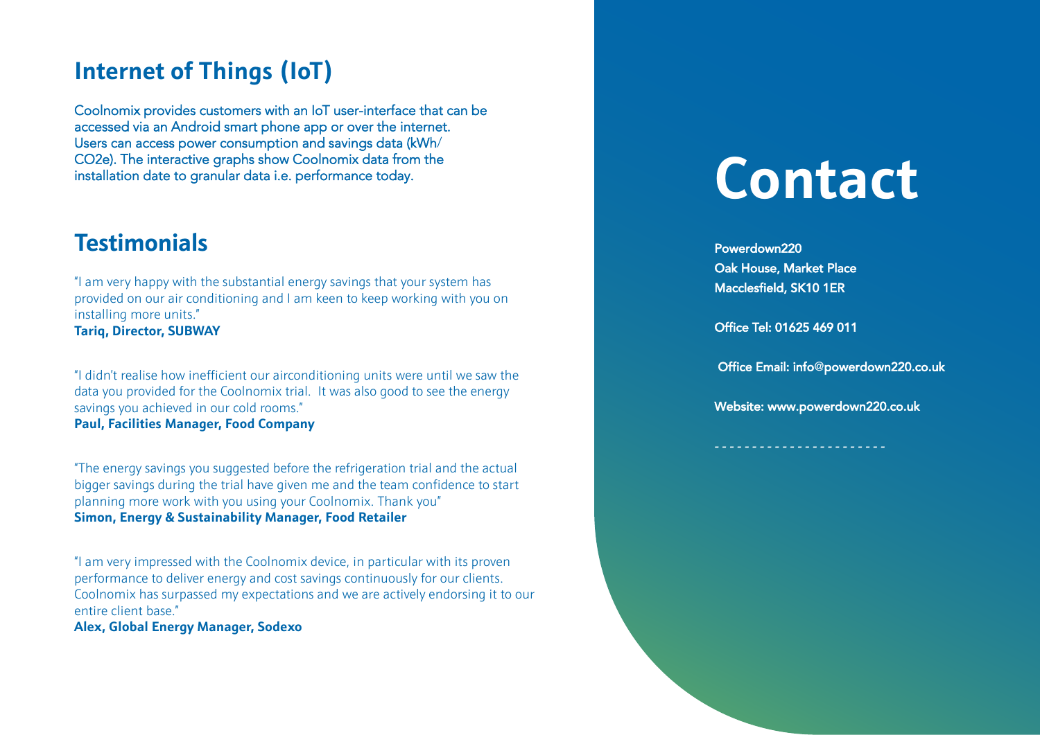## Internet of Things (IoT)

Coolnomix provides customers with an IoT user-interface that can be accessed via an Android smart phone app or over the internet. Users can access power consumption and savings data (kWh/ CO2e). The interactive graphs show Coolnomix data from the installation date to granular data i.e. performance today.

## Testimonials

"I am very happy with the substantial energy savings that your system has provided on our air conditioning and I am keen to keep working with you on installing more units."
**Tariq, Director, SUBWAY**

"I didn't realise how inefficient our airconditioning units were until we saw the data you provided for the Coolnomix trial. It was also good to see the energy savings you achieved in our cold rooms."
**Paul, Facilities Manager, Food Company**

"The energy savings you suggested before the refrigeration trial and the actual bigger savings during the trial have given me and the team confidence to start planning more work with you using your Coolnomix. Thank you"
**Simon, Energy & Sustainability Manager, Food Retailer**

"I am very impressed with the Coolnomix device, in particular with its proven performance to deliver energy and cost savings continuously for our clients. Coolnomix has surpassed my expectations and we are actively endorsing it to our entire client base."
**Alex, Global Energy Manager, Sodexo**

# Contact

Powerdown220
Oak House, Market Place
Macclesfield, SK10 1ER

Office Tel: 01625 469 011

Office Email: info@powerdown220.co.uk

Website: www.powerdown220.co.uk